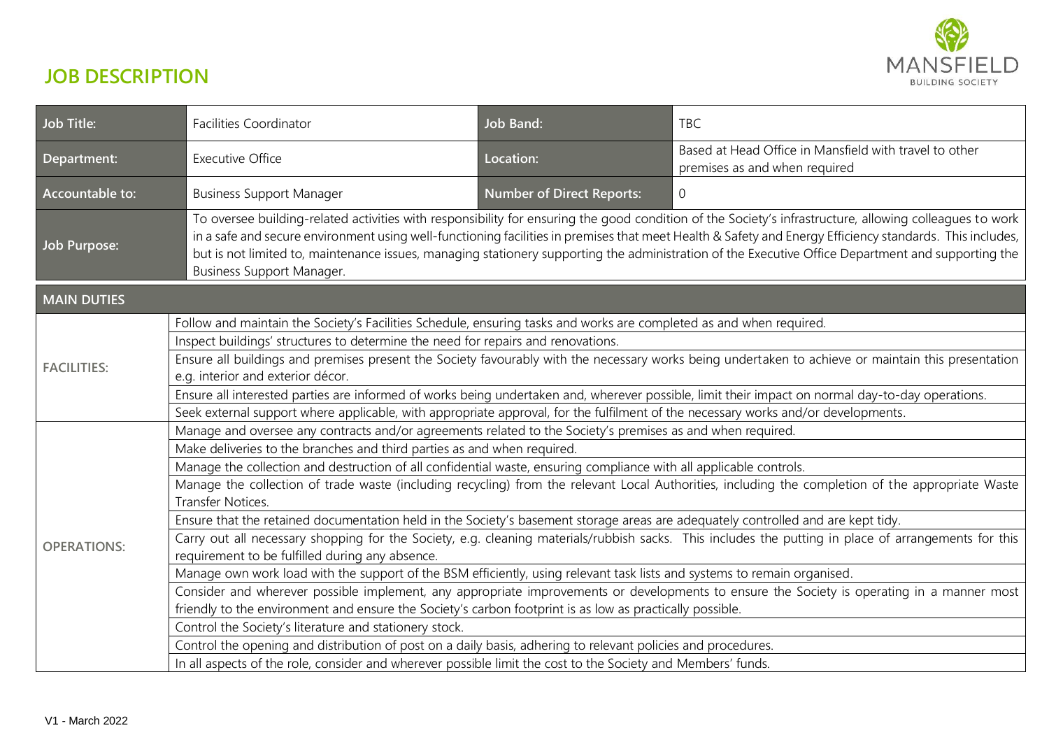# JOB DESCRIPTION

| Job Title: | Facilities Coordinator | Job Band: | TBC |
|---|---|---|---|
| Department: | Executive Office | Location: | Based at Head Office in Mansfield with travel to other premises as and when required |
| Accountable to: | Business Support Manager | Number of Direct Reports: | 0 |
| Job Purpose: | To oversee building-related activities with responsibility for ensuring the good condition of the Society's infrastructure, allowing colleagues to work in a safe and secure environment using well-functioning facilities in premises that meet Health & Safety and Energy Efficiency standards. This includes, but is not limited to, maintenance issues, managing stationery supporting the administration of the Executive Office Department and supporting the Business Support Manager. | | |

## MAIN DUTIES

| | |
|---|---|
| **FACILITIES:** | Follow and maintain the Society's Facilities Schedule, ensuring tasks and works are completed as and when required. |
| | Inspect buildings' structures to determine the need for repairs and renovations. |
| | Ensure all buildings and premises present the Society favourably with the necessary works being undertaken to achieve or maintain this presentation e.g. interior and exterior décor. |
| | Ensure all interested parties are informed of works being undertaken and, wherever possible, limit their impact on normal day-to-day operations. |
| | Seek external support where applicable, with appropriate approval, for the fulfilment of the necessary works and/or developments. |
| **OPERATIONS:** | Manage and oversee any contracts and/or agreements related to the Society's premises as and when required. |
| | Make deliveries to the branches and third parties as and when required. |
| | Manage the collection and destruction of all confidential waste, ensuring compliance with all applicable controls. |
| | Manage the collection of trade waste (including recycling) from the relevant Local Authorities, including the completion of the appropriate Waste Transfer Notices. |
| | Ensure that the retained documentation held in the Society's basement storage areas are adequately controlled and are kept tidy. |
| | Carry out all necessary shopping for the Society, e.g. cleaning materials/rubbish sacks. This includes the putting in place of arrangements for this requirement to be fulfilled during any absence. |
| | Manage own work load with the support of the BSM efficiently, using relevant task lists and systems to remain organised. |
| | Consider and wherever possible implement, any appropriate improvements or developments to ensure the Society is operating in a manner most friendly to the environment and ensure the Society's carbon footprint is as low as practically possible. |
| | Control the Society's literature and stationery stock. |
| | Control the opening and distribution of post on a daily basis, adhering to relevant policies and procedures. |
| | In all aspects of the role, consider and wherever possible limit the cost to the Society and Members' funds. |

V1 - March 2022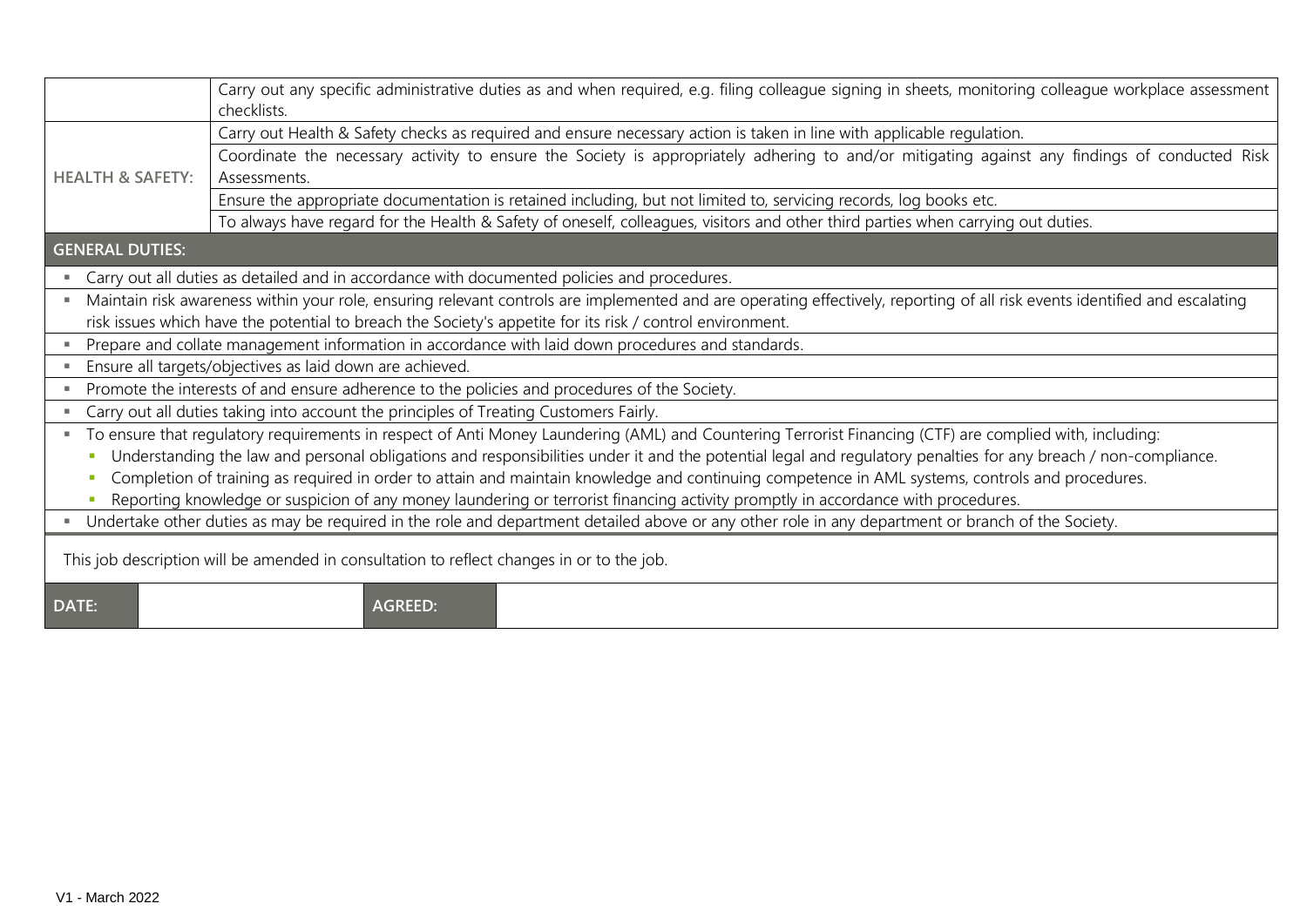| | |
|---|---|
| | Carry out any specific administrative duties as and when required, e.g. filing colleague signing in sheets, monitoring colleague workplace assessment checklists. |
| **HEALTH & SAFETY:** | Carry out Health & Safety checks as required and ensure necessary action is taken in line with applicable regulation. |
| | Coordinate the necessary activity to ensure the Society is appropriately adhering to and/or mitigating against any findings of conducted Risk Assessments. |
| | Ensure the appropriate documentation is retained including, but not limited to, servicing records, log books etc. |
| | To always have regard for the Health & Safety of oneself, colleagues, visitors and other third parties when carrying out duties. |

**GENERAL DUTIES:**

- Carry out all duties as detailed and in accordance with documented policies and procedures.
- Maintain risk awareness within your role, ensuring relevant controls are implemented and are operating effectively, reporting of all risk events identified and escalating risk issues which have the potential to breach the Society's appetite for its risk / control environment.
- Prepare and collate management information in accordance with laid down procedures and standards.
- Ensure all targets/objectives as laid down are achieved.
- Promote the interests of and ensure adherence to the policies and procedures of the Society.
- Carry out all duties taking into account the principles of Treating Customers Fairly.
- To ensure that regulatory requirements in respect of Anti Money Laundering (AML) and Countering Terrorist Financing (CTF) are complied with, including:
  - Understanding the law and personal obligations and responsibilities under it and the potential legal and regulatory penalties for any breach / non-compliance.
  - Completion of training as required in order to attain and maintain knowledge and continuing competence in AML systems, controls and procedures.
  - Reporting knowledge or suspicion of any money laundering or terrorist financing activity promptly in accordance with procedures.
- Undertake other duties as may be required in the role and department detailed above or any other role in any department or branch of the Society.

This job description will be amended in consultation to reflect changes in or to the job.

| DATE: | | AGREED: | |
|---|---|---|---|

V1 - March 2022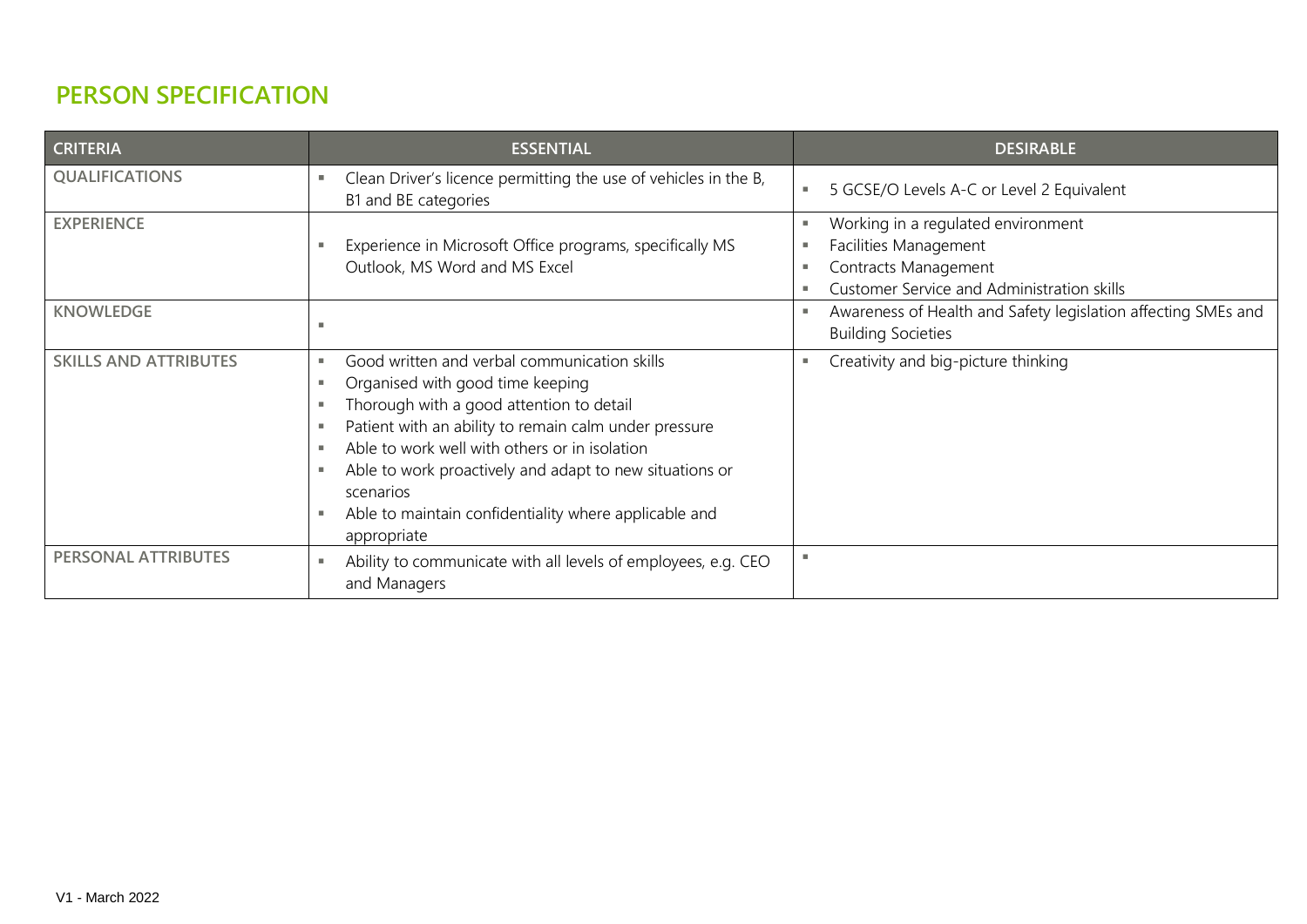## PERSON SPECIFICATION

| CRITERIA | ESSENTIAL | DESIRABLE |
|---|---|---|
| QUALIFICATIONS | ▪ Clean Driver's licence permitting the use of vehicles in the B, B1 and BE categories | ▪ 5 GCSE/O Levels A-C or Level 2 Equivalent |
| EXPERIENCE | ▪ Experience in Microsoft Office programs, specifically MS Outlook, MS Word and MS Excel | ▪ Working in a regulated environment<br>▪ Facilities Management<br>▪ Contracts Management<br>▪ Customer Service and Administration skills |
| KNOWLEDGE | ▪ | ▪ Awareness of Health and Safety legislation affecting SMEs and Building Societies |
| SKILLS AND ATTRIBUTES | ▪ Good written and verbal communication skills<br>▪ Organised with good time keeping<br>▪ Thorough with a good attention to detail<br>▪ Patient with an ability to remain calm under pressure<br>▪ Able to work well with others or in isolation<br>▪ Able to work proactively and adapt to new situations or scenarios<br>▪ Able to maintain confidentiality where applicable and appropriate | ▪ Creativity and big-picture thinking |
| PERSONAL ATTRIBUTES | ▪ Ability to communicate with all levels of employees, e.g. CEO and Managers | ▪ |

V1 - March 2022